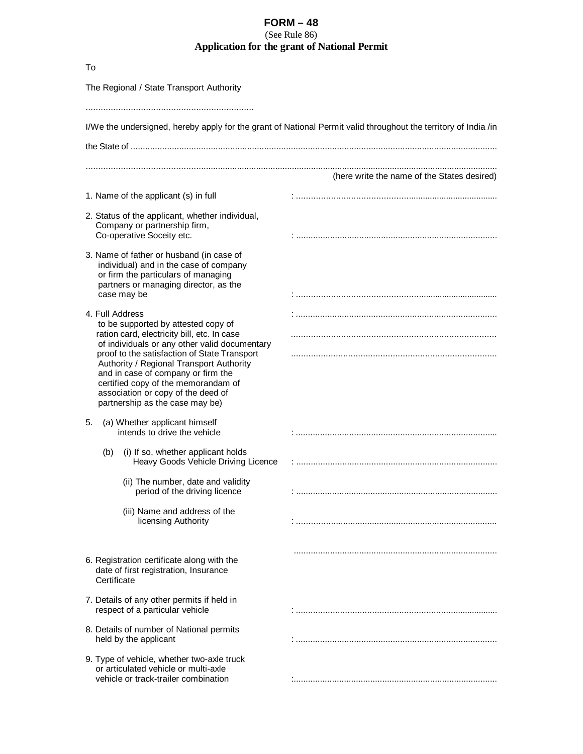# FORM – 48

(See Rule 86)

**Application for the grant of National Permit**

To

The Regional / State Transport Authority

....................................................................

I/We the undersigned, hereby apply for the grant of National Permit valid throughout the territory of India /in the State of .....................................................................................................................................................

.......................................................................................................................................................................

(here write the name of the States desired)

1. Name of the applicant (s) in full : ..................................................................................

2. Status of the applicant, whether individual, Company or partnership firm, Co-operative Soceity etc. : ..................................................................................

3. Name of father or husband (in case of individual) and in the case of company or firm the particulars of managing partners or managing director, as the case may be : ..................................................................................

4. Full Address to be supported by attested copy of ration card, electricity bill, etc. In case of individuals or any other valid documentary proof to the satisfaction of State Transport Authority / Regional Transport Authority and in case of company or firm the certified copy of the memorandam of association or copy of the deed of partnership as the case may be) : ..................................................................................
..................................................................................
..................................................................................

5. (a) Whether applicant himself intends to drive the vehicle : ..................................................................................

   (b) (i) If so, whether applicant holds Heavy Goods Vehicle Driving Licence : ..................................................................................

   (ii) The number, date and validity period of the driving licence : ..................................................................................

   (iii) Name and address of the licensing Authority : ..................................................................................

..................................................................................

6. Registration certificate along with the date of first registration, Insurance Certificate

7. Details of any other permits if held in respect of a particular vehicle : ..................................................................................

8. Details of number of National permits held by the applicant : ..................................................................................

9. Type of vehicle, whether two-axle truck or articulated vehicle or multi-axle vehicle or track-trailer combination :..................................................................................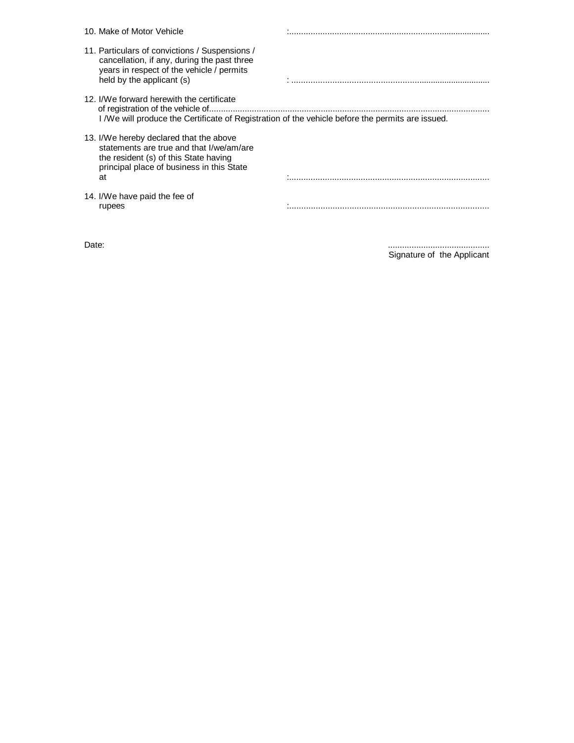10. Make of Motor Vehicle : .....................................................................................

11. Particulars of convictions / Suspensions / cancellation, if any, during the past three years in respect of the vehicle / permits held by the applicant (s) : .....................................................................................

12. I/We forward herewith the certificate of registration of the vehicle of.......................................................................................................................
I /We will produce the Certificate of Registration of the vehicle before the permits are issued.

13. I/We hereby declared that the above statements are true and that I/we/am/are the resident (s) of this State having principal place of business in this State at : .....................................................................................

14. I/We have paid the fee of rupees : .....................................................................................

Date:

...........................................
Signature of the Applicant